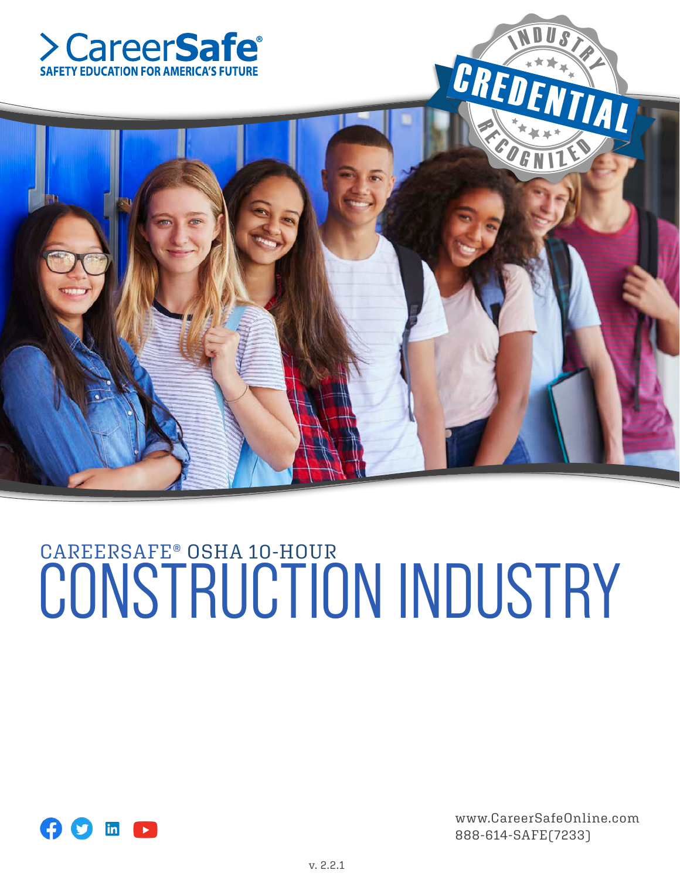> CareerSafe®
SAFETY EDUCATION FOR AMERICA'S FUTURE

INDUSTRY CREDENTIAL RECOGNIZED

# CAREERSAFE® OSHA 10-HOUR CONSTRUCTION INDUSTRY

www.CareerSafeOnline.com
888-614-SAFE(7233)

v. 2.2.1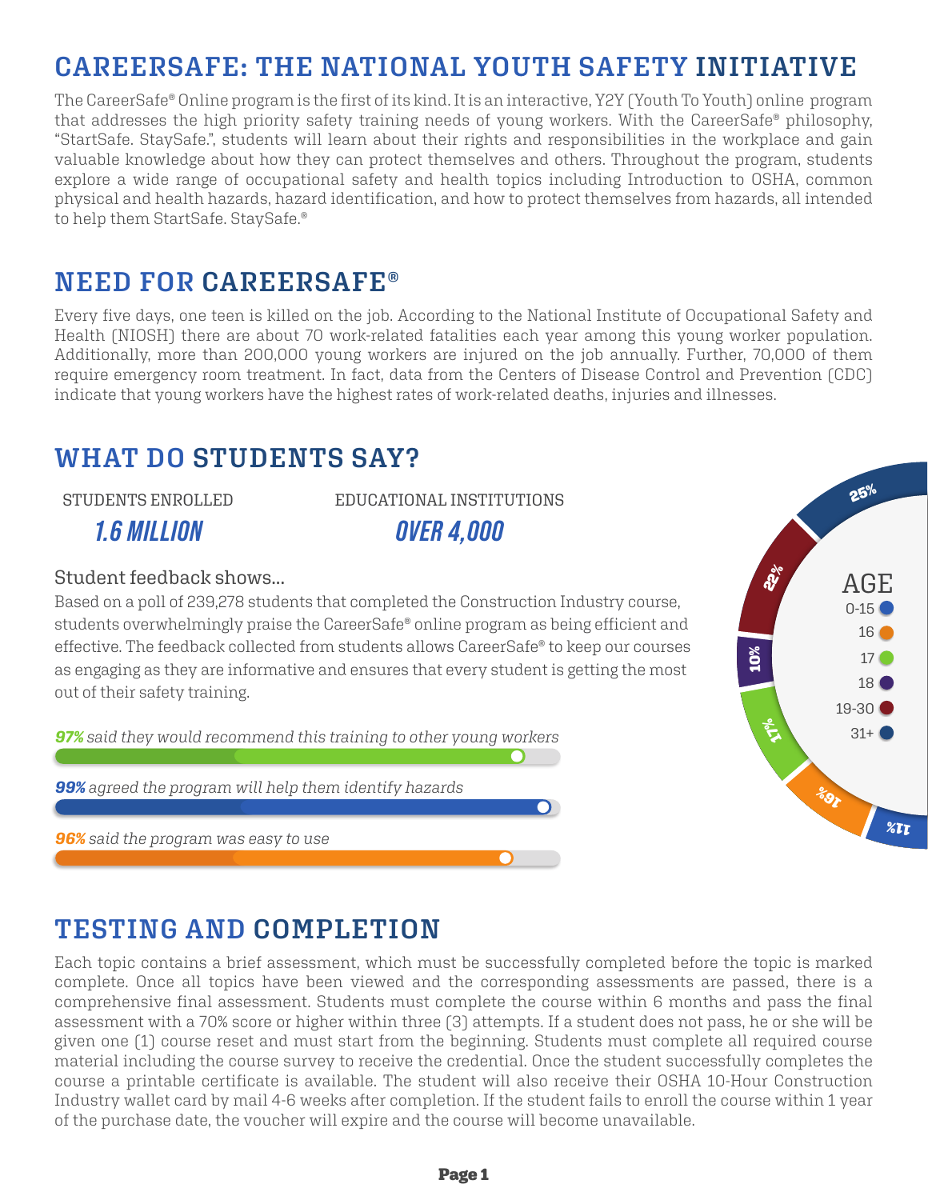## CAREERSAFE: THE NATIONAL YOUTH SAFETY INITIATIVE

The CareerSafe® Online program is the first of its kind. It is an interactive, Y2Y (Youth To Youth) online program that addresses the high priority safety training needs of young workers. With the CareerSafe® philosophy, "StartSafe. StaySafe.", students will learn about their rights and responsibilities in the workplace and gain valuable knowledge about how they can protect themselves and others. Throughout the program, students explore a wide range of occupational safety and health topics including Introduction to OSHA, common physical and health hazards, hazard identification, and how to protect themselves from hazards, all intended to help them StartSafe. StaySafe.®

## NEED FOR CAREERSAFE®

Every five days, one teen is killed on the job. According to the National Institute of Occupational Safety and Health (NIOSH) there are about 70 work-related fatalities each year among this young worker population. Additionally, more than 200,000 young workers are injured on the job annually. Further, 70,000 of them require emergency room treatment. In fact, data from the Centers of Disease Control and Prevention (CDC) indicate that young workers have the highest rates of work-related deaths, injuries and illnesses.

## WHAT DO STUDENTS SAY?

STUDENTS ENROLLED

***1.6 MILLION***

EDUCATIONAL INSTITUTIONS

***OVER 4,000***

Student feedback shows...

Based on a poll of 239,278 students that completed the Construction Industry course, students overwhelmingly praise the CareerSafe® online program as being efficient and effective. The feedback collected from students allows CareerSafe® to keep our courses as engaging as they are informative and ensures that every student is getting the most out of their safety training.

***97%*** *said they would recommend this training to other young workers*

***99%*** *agreed the program will help them identify hazards*

***96%*** *said the program was easy to use*

AGE

| Age | Percentage |
|---|---|
| 0-15 | 11% |
| 16 | 16% |
| 17 | 17% |
| 18 | 10% |
| 19-30 | 22% |
| 31+ | 25% |

## TESTING AND COMPLETION

Each topic contains a brief assessment, which must be successfully completed before the topic is marked complete. Once all topics have been viewed and the corresponding assessments are passed, there is a comprehensive final assessment. Students must complete the course within 6 months and pass the final assessment with a 70% score or higher within three (3) attempts. If a student does not pass, he or she will be given one (1) course reset and must start from the beginning. Students must complete all required course material including the course survey to receive the credential. Once the student successfully completes the course a printable certificate is available. The student will also receive their OSHA 10-Hour Construction Industry wallet card by mail 4-6 weeks after completion. If the student fails to enroll the course within 1 year of the purchase date, the voucher will expire and the course will become unavailable.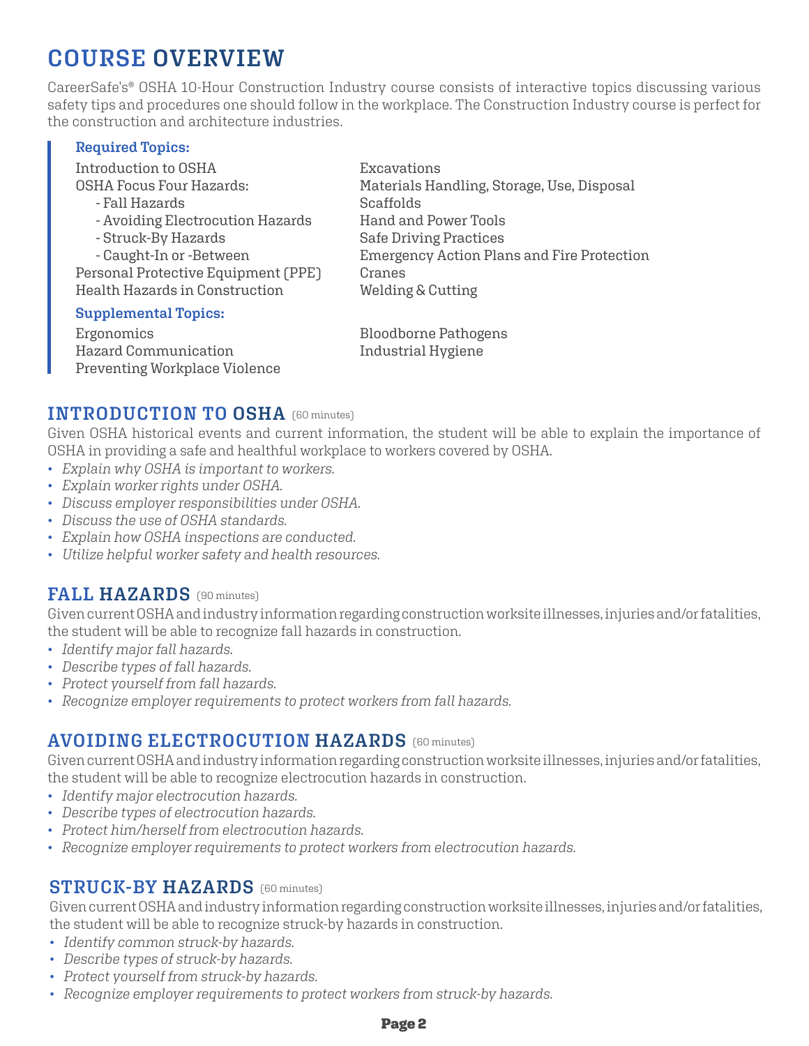# COURSE OVERVIEW

CareerSafe's® OSHA 10-Hour Construction Industry course consists of interactive topics discussing various safety tips and procedures one should follow in the workplace. The Construction Industry course is perfect for the construction and architecture industries.

**Required Topics:**

Introduction to OSHA
OSHA Focus Four Hazards:
- Fall Hazards
- Avoiding Electrocution Hazards
- Struck-By Hazards
- Caught-In or -Between

Personal Protective Equipment (PPE)
Health Hazards in Construction
Excavations
Materials Handling, Storage, Use, Disposal
Scaffolds
Hand and Power Tools
Safe Driving Practices
Emergency Action Plans and Fire Protection
Cranes
Welding & Cutting

**Supplemental Topics:**

Ergonomics
Hazard Communication
Preventing Workplace Violence
Bloodborne Pathogens
Industrial Hygiene

## INTRODUCTION TO OSHA (60 minutes)

Given OSHA historical events and current information, the student will be able to explain the importance of OSHA in providing a safe and healthful workplace to workers covered by OSHA.

- *Explain why OSHA is important to workers.*
- *Explain worker rights under OSHA.*
- *Discuss employer responsibilities under OSHA.*
- *Discuss the use of OSHA standards.*
- *Explain how OSHA inspections are conducted.*
- *Utilize helpful worker safety and health resources.*

## FALL HAZARDS (90 minutes)

Given current OSHA and industry information regarding construction worksite illnesses, injuries and/or fatalities, the student will be able to recognize fall hazards in construction.

- *Identify major fall hazards.*
- *Describe types of fall hazards.*
- *Protect yourself from fall hazards.*
- *Recognize employer requirements to protect workers from fall hazards.*

## AVOIDING ELECTROCUTION HAZARDS (60 minutes)

Given current OSHA and industry information regarding construction worksite illnesses, injuries and/or fatalities, the student will be able to recognize electrocution hazards in construction.

- *Identify major electrocution hazards.*
- *Describe types of electrocution hazards.*
- *Protect him/herself from electrocution hazards.*
- *Recognize employer requirements to protect workers from electrocution hazards.*

## STRUCK-BY HAZARDS (60 minutes)

Given current OSHA and industry information regarding construction worksite illnesses, injuries and/or fatalities, the student will be able to recognize struck-by hazards in construction.

- *Identify common struck-by hazards.*
- *Describe types of struck-by hazards.*
- *Protect yourself from struck-by hazards.*
- *Recognize employer requirements to protect workers from struck-by hazards.*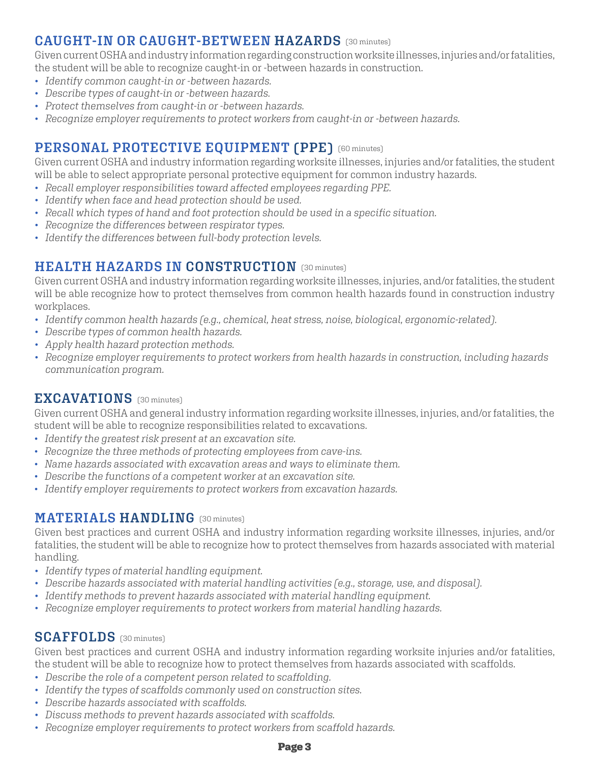## CAUGHT-IN OR CAUGHT-BETWEEN HAZARDS (30 minutes)

Given current OSHA and industry information regarding construction worksite illnesses, injuries and/or fatalities, the student will be able to recognize caught-in or -between hazards in construction.

- *Identify common caught-in or -between hazards.*
- *Describe types of caught-in or -between hazards.*
- *Protect themselves from caught-in or -between hazards.*
- *Recognize employer requirements to protect workers from caught-in or -between hazards.*

## PERSONAL PROTECTIVE EQUIPMENT (PPE) (60 minutes)

Given current OSHA and industry information regarding worksite illnesses, injuries and/or fatalities, the student will be able to select appropriate personal protective equipment for common industry hazards.

- *Recall employer responsibilities toward affected employees regarding PPE.*
- *Identify when face and head protection should be used.*
- *Recall which types of hand and foot protection should be used in a specific situation.*
- *Recognize the differences between respirator types.*
- *Identify the differences between full-body protection levels.*

## HEALTH HAZARDS IN CONSTRUCTION (30 minutes)

Given current OSHA and industry information regarding worksite illnesses, injuries, and/or fatalities, the student will be able recognize how to protect themselves from common health hazards found in construction industry workplaces.

- *Identify common health hazards (e.g., chemical, heat stress, noise, biological, ergonomic-related).*
- *Describe types of common health hazards.*
- *Apply health hazard protection methods.*
- *Recognize employer requirements to protect workers from health hazards in construction, including hazards communication program.*

## EXCAVATIONS (30 minutes)

Given current OSHA and general industry information regarding worksite illnesses, injuries, and/or fatalities, the student will be able to recognize responsibilities related to excavations.

- *Identify the greatest risk present at an excavation site.*
- *Recognize the three methods of protecting employees from cave-ins.*
- *Name hazards associated with excavation areas and ways to eliminate them.*
- *Describe the functions of a competent worker at an excavation site.*
- *Identify employer requirements to protect workers from excavation hazards.*

## MATERIALS HANDLING (30 minutes)

Given best practices and current OSHA and industry information regarding worksite illnesses, injuries, and/or fatalities, the student will be able to recognize how to protect themselves from hazards associated with material handling.

- *Identify types of material handling equipment.*
- *Describe hazards associated with material handling activities (e.g., storage, use, and disposal).*
- *Identify methods to prevent hazards associated with material handling equipment.*
- *Recognize employer requirements to protect workers from material handling hazards.*

## SCAFFOLDS (30 minutes)

Given best practices and current OSHA and industry information regarding worksite injuries and/or fatalities, the student will be able to recognize how to protect themselves from hazards associated with scaffolds.

- *Describe the role of a competent person related to scaffolding.*
- *Identify the types of scaffolds commonly used on construction sites.*
- *Describe hazards associated with scaffolds.*
- *Discuss methods to prevent hazards associated with scaffolds.*
- *Recognize employer requirements to protect workers from scaffold hazards.*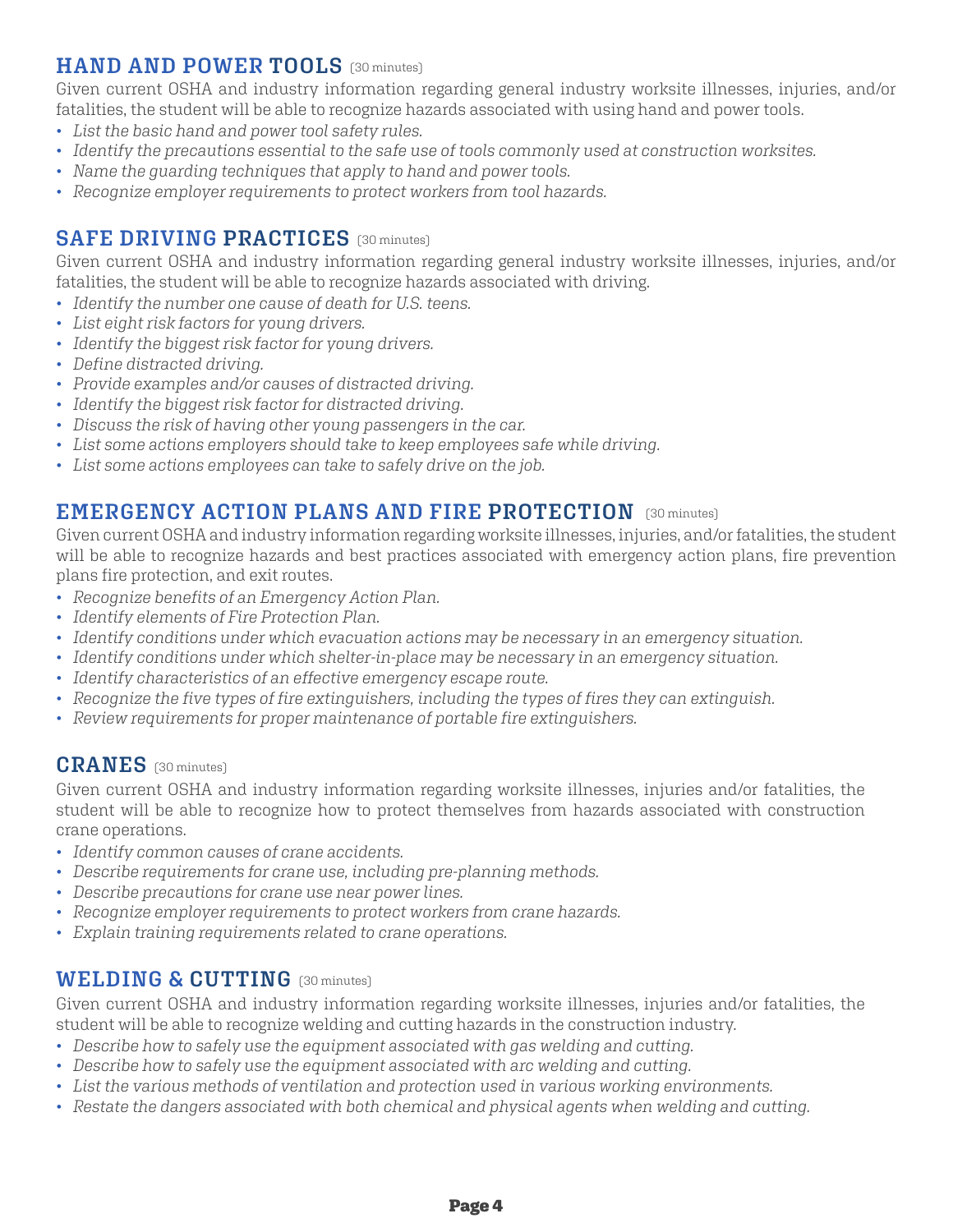## HAND AND POWER TOOLS (30 minutes)

Given current OSHA and industry information regarding general industry worksite illnesses, injuries, and/or fatalities, the student will be able to recognize hazards associated with using hand and power tools.

- *List the basic hand and power tool safety rules.*
- *Identify the precautions essential to the safe use of tools commonly used at construction worksites.*
- *Name the guarding techniques that apply to hand and power tools.*
- *Recognize employer requirements to protect workers from tool hazards.*

## SAFE DRIVING PRACTICES (30 minutes)

Given current OSHA and industry information regarding general industry worksite illnesses, injuries, and/or fatalities, the student will be able to recognize hazards associated with driving.

- *Identify the number one cause of death for U.S. teens.*
- *List eight risk factors for young drivers.*
- *Identify the biggest risk factor for young drivers.*
- *Define distracted driving.*
- *Provide examples and/or causes of distracted driving.*
- *Identify the biggest risk factor for distracted driving.*
- *Discuss the risk of having other young passengers in the car.*
- *List some actions employers should take to keep employees safe while driving.*
- *List some actions employees can take to safely drive on the job.*

## EMERGENCY ACTION PLANS AND FIRE PROTECTION (30 minutes)

Given current OSHA and industry information regarding worksite illnesses, injuries, and/or fatalities, the student will be able to recognize hazards and best practices associated with emergency action plans, fire prevention plans fire protection, and exit routes.

- *Recognize benefits of an Emergency Action Plan.*
- *Identify elements of Fire Protection Plan.*
- *Identify conditions under which evacuation actions may be necessary in an emergency situation.*
- *Identify conditions under which shelter-in-place may be necessary in an emergency situation.*
- *Identify characteristics of an effective emergency escape route.*
- *Recognize the five types of fire extinguishers, including the types of fires they can extinguish.*
- *Review requirements for proper maintenance of portable fire extinguishers.*

## CRANES (30 minutes)

Given current OSHA and industry information regarding worksite illnesses, injuries and/or fatalities, the student will be able to recognize how to protect themselves from hazards associated with construction crane operations.

- *Identify common causes of crane accidents.*
- *Describe requirements for crane use, including pre-planning methods.*
- *Describe precautions for crane use near power lines.*
- *Recognize employer requirements to protect workers from crane hazards.*
- *Explain training requirements related to crane operations.*

## WELDING & CUTTING (30 minutes)

Given current OSHA and industry information regarding worksite illnesses, injuries and/or fatalities, the student will be able to recognize welding and cutting hazards in the construction industry.

- *Describe how to safely use the equipment associated with gas welding and cutting.*
- *Describe how to safely use the equipment associated with arc welding and cutting.*
- *List the various methods of ventilation and protection used in various working environments.*
- *Restate the dangers associated with both chemical and physical agents when welding and cutting.*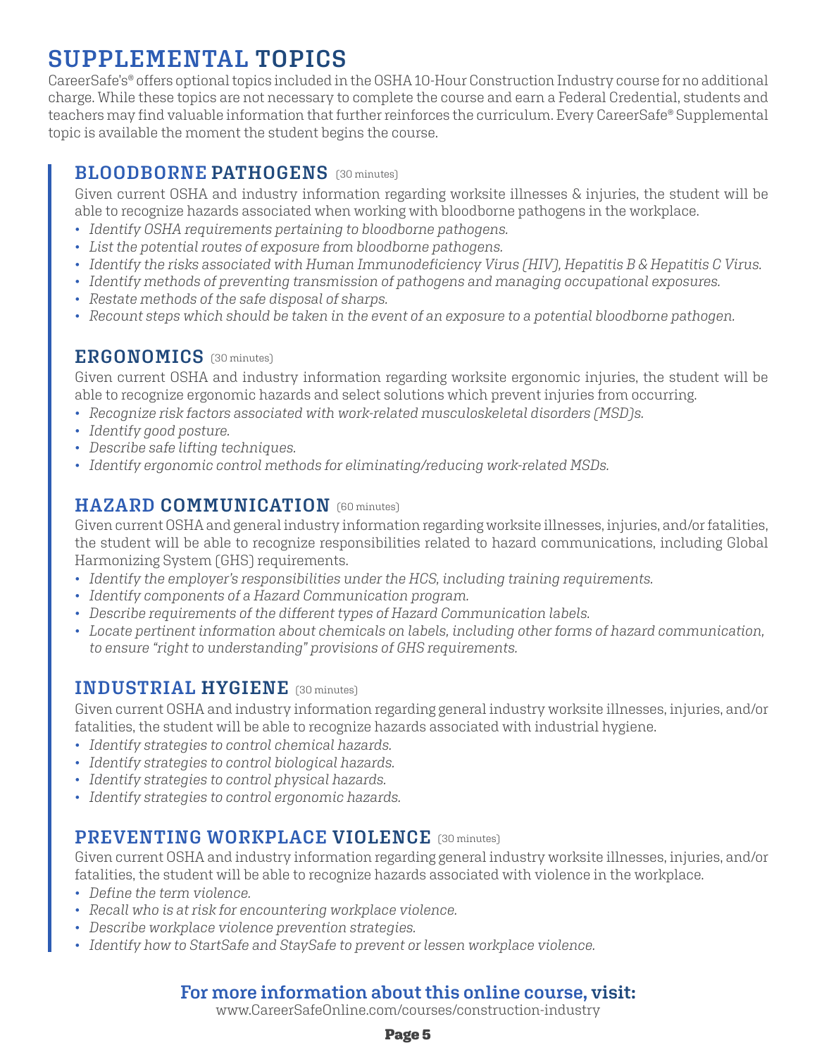# SUPPLEMENTAL TOPICS

CareerSafe's® offers optional topics included in the OSHA 10-Hour Construction Industry course for no additional charge. While these topics are not necessary to complete the course and earn a Federal Credential, students and teachers may find valuable information that further reinforces the curriculum. Every CareerSafe® Supplemental topic is available the moment the student begins the course.

## BLOODBORNE PATHOGENS (30 minutes)

Given current OSHA and industry information regarding worksite illnesses & injuries, the student will be able to recognize hazards associated when working with bloodborne pathogens in the workplace.

- *Identify OSHA requirements pertaining to bloodborne pathogens.*
- *List the potential routes of exposure from bloodborne pathogens.*
- *Identify the risks associated with Human Immunodeficiency Virus (HIV), Hepatitis B & Hepatitis C Virus.*
- *Identify methods of preventing transmission of pathogens and managing occupational exposures.*
- *Restate methods of the safe disposal of sharps.*
- *Recount steps which should be taken in the event of an exposure to a potential bloodborne pathogen.*

## ERGONOMICS (30 minutes)

Given current OSHA and industry information regarding worksite ergonomic injuries, the student will be able to recognize ergonomic hazards and select solutions which prevent injuries from occurring.

- *Recognize risk factors associated with work-related musculoskeletal disorders (MSD)s.*
- *Identify good posture.*
- *Describe safe lifting techniques.*
- *Identify ergonomic control methods for eliminating/reducing work-related MSDs.*

## HAZARD COMMUNICATION (60 minutes)

Given current OSHA and general industry information regarding worksite illnesses, injuries, and/or fatalities, the student will be able to recognize responsibilities related to hazard communications, including Global Harmonizing System (GHS) requirements.

- *Identify the employer's responsibilities under the HCS, including training requirements.*
- *Identify components of a Hazard Communication program.*
- *Describe requirements of the different types of Hazard Communication labels.*
- *Locate pertinent information about chemicals on labels, including other forms of hazard communication, to ensure "right to understanding" provisions of GHS requirements.*

## INDUSTRIAL HYGIENE (30 minutes)

Given current OSHA and industry information regarding general industry worksite illnesses, injuries, and/or fatalities, the student will be able to recognize hazards associated with industrial hygiene.

- *Identify strategies to control chemical hazards.*
- *Identify strategies to control biological hazards.*
- *Identify strategies to control physical hazards.*
- *Identify strategies to control ergonomic hazards.*

## PREVENTING WORKPLACE VIOLENCE (30 minutes)

Given current OSHA and industry information regarding general industry worksite illnesses, injuries, and/or fatalities, the student will be able to recognize hazards associated with violence in the workplace.

- *Define the term violence.*
- *Recall who is at risk for encountering workplace violence.*
- *Describe workplace violence prevention strategies.*
- *Identify how to StartSafe and StaySafe to prevent or lessen workplace violence.*

**For more information about this online course, visit:**

www.CareerSafeOnline.com/courses/construction-industry